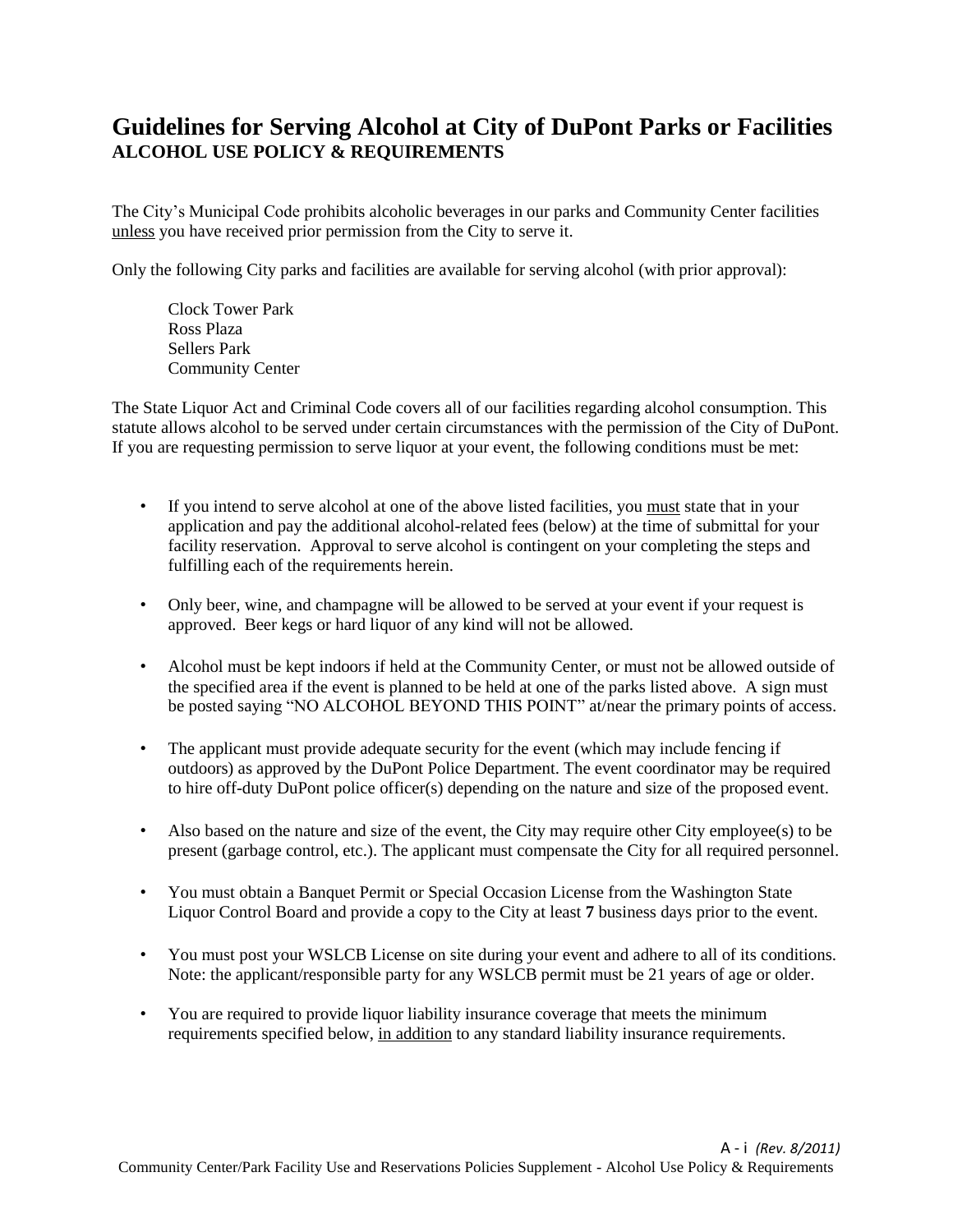# Guidelines for Serving Alcohol at City of DuPont Parks or Facilities

**ALCOHOL USE POLICY & REQUIREMENTS**

The City's Municipal Code prohibits alcoholic beverages in our parks and Community Center facilities unless you have received prior permission from the City to serve it.

Only the following City parks and facilities are available for serving alcohol (with prior approval):

Clock Tower Park
Ross Plaza
Sellers Park
Community Center

The State Liquor Act and Criminal Code covers all of our facilities regarding alcohol consumption. This statute allows alcohol to be served under certain circumstances with the permission of the City of DuPont. If you are requesting permission to serve liquor at your event, the following conditions must be met:

- If you intend to serve alcohol at one of the above listed facilities, you must state that in your application and pay the additional alcohol-related fees (below) at the time of submittal for your facility reservation. Approval to serve alcohol is contingent on your completing the steps and fulfilling each of the requirements herein.
- Only beer, wine, and champagne will be allowed to be served at your event if your request is approved. Beer kegs or hard liquor of any kind will not be allowed.
- Alcohol must be kept indoors if held at the Community Center, or must not be allowed outside of the specified area if the event is planned to be held at one of the parks listed above. A sign must be posted saying "NO ALCOHOL BEYOND THIS POINT" at/near the primary points of access.
- The applicant must provide adequate security for the event (which may include fencing if outdoors) as approved by the DuPont Police Department. The event coordinator may be required to hire off-duty DuPont police officer(s) depending on the nature and size of the proposed event.
- Also based on the nature and size of the event, the City may require other City employee(s) to be present (garbage control, etc.). The applicant must compensate the City for all required personnel.
- You must obtain a Banquet Permit or Special Occasion License from the Washington State Liquor Control Board and provide a copy to the City at least **7** business days prior to the event.
- You must post your WSLCB License on site during your event and adhere to all of its conditions. Note: the applicant/responsible party for any WSLCB permit must be 21 years of age or older.
- You are required to provide liquor liability insurance coverage that meets the minimum requirements specified below, in addition to any standard liability insurance requirements.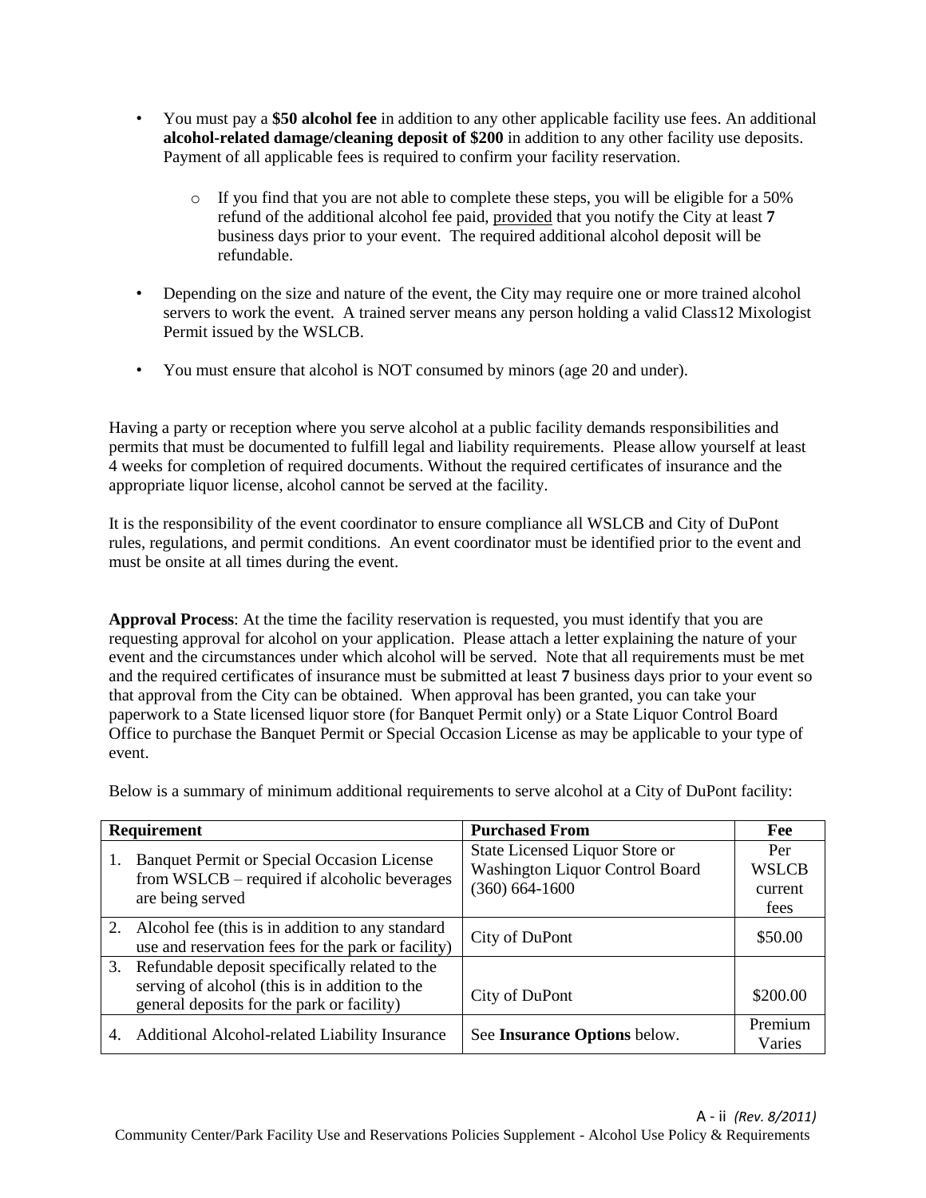- You must pay a **$50 alcohol fee** in addition to any other applicable facility use fees. An additional **alcohol-related damage/cleaning deposit of $200** in addition to any other facility use deposits. Payment of all applicable fees is required to confirm your facility reservation.
    - If you find that you are not able to complete these steps, you will be eligible for a 50% refund of the additional alcohol fee paid, provided that you notify the City at least **7** business days prior to your event. The required additional alcohol deposit will be refundable.
- Depending on the size and nature of the event, the City may require one or more trained alcohol servers to work the event. A trained server means any person holding a valid Class12 Mixologist Permit issued by the WSLCB.
- You must ensure that alcohol is NOT consumed by minors (age 20 and under).

Having a party or reception where you serve alcohol at a public facility demands responsibilities and permits that must be documented to fulfill legal and liability requirements. Please allow yourself at least 4 weeks for completion of required documents. Without the required certificates of insurance and the appropriate liquor license, alcohol cannot be served at the facility.

It is the responsibility of the event coordinator to ensure compliance all WSLCB and City of DuPont rules, regulations, and permit conditions. An event coordinator must be identified prior to the event and must be onsite at all times during the event.

**Approval Process**: At the time the facility reservation is requested, you must identify that you are requesting approval for alcohol on your application. Please attach a letter explaining the nature of your event and the circumstances under which alcohol will be served. Note that all requirements must be met and the required certificates of insurance must be submitted at least **7** business days prior to your event so that approval from the City can be obtained. When approval has been granted, you can take your paperwork to a State licensed liquor store (for Banquet Permit only) or a State Liquor Control Board Office to purchase the Banquet Permit or Special Occasion License as may be applicable to your type of event.

Below is a summary of minimum additional requirements to serve alcohol at a City of DuPont facility:

| Requirement | Purchased From | Fee |
|---|---|---|
| 1. Banquet Permit or Special Occasion License from WSLCB – required if alcoholic beverages are being served | State Licensed Liquor Store or Washington Liquor Control Board (360) 664-1600 | Per WSLCB current fees |
| 2. Alcohol fee (this is in addition to any standard use and reservation fees for the park or facility) | City of DuPont | $50.00 |
| 3. Refundable deposit specifically related to the serving of alcohol (this is in addition to the general deposits for the park or facility) | City of DuPont | $200.00 |
| 4. Additional Alcohol-related Liability Insurance | See **Insurance Options** below. | Premium Varies |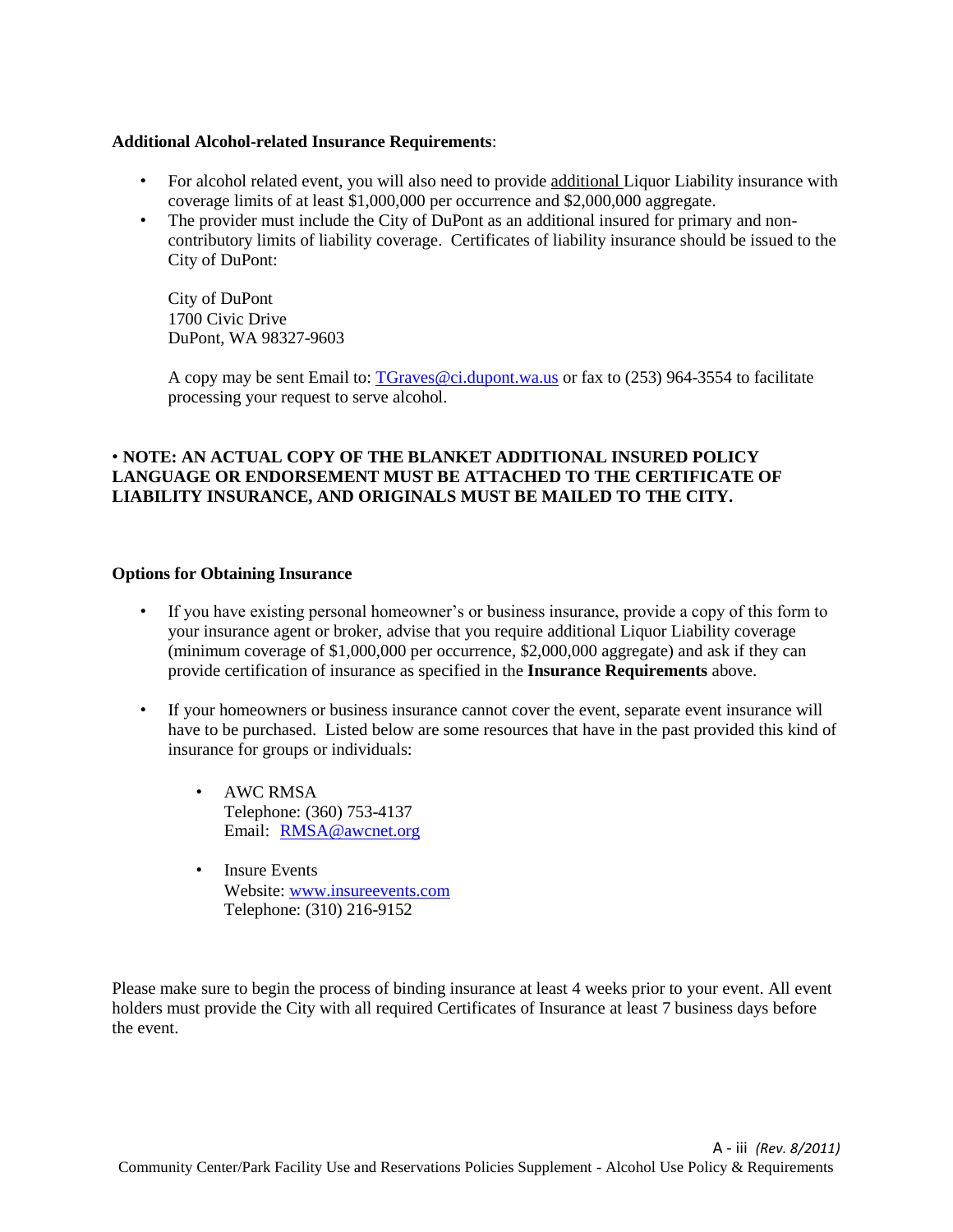**Additional Alcohol-related Insurance Requirements**:

- For alcohol related event, you will also need to provide additional Liquor Liability insurance with coverage limits of at least $1,000,000 per occurrence and $2,000,000 aggregate.
- The provider must include the City of DuPont as an additional insured for primary and non-contributory limits of liability coverage. Certificates of liability insurance should be issued to the City of DuPont:

  City of DuPont
  1700 Civic Drive
  DuPont, WA 98327-9603

  A copy may be sent Email to: TGraves@ci.dupont.wa.us or fax to (253) 964-3554 to facilitate processing your request to serve alcohol.

• **NOTE: AN ACTUAL COPY OF THE BLANKET ADDITIONAL INSURED POLICY LANGUAGE OR ENDORSEMENT MUST BE ATTACHED TO THE CERTIFICATE OF LIABILITY INSURANCE, AND ORIGINALS MUST BE MAILED TO THE CITY.**

**Options for Obtaining Insurance**

- If you have existing personal homeowner's or business insurance, provide a copy of this form to your insurance agent or broker, advise that you require additional Liquor Liability coverage (minimum coverage of $1,000,000 per occurrence, $2,000,000 aggregate) and ask if they can provide certification of insurance as specified in the **Insurance Requirements** above.

- If your homeowners or business insurance cannot cover the event, separate event insurance will have to be purchased. Listed below are some resources that have in the past provided this kind of insurance for groups or individuals:

  - AWC RMSA
    Telephone: (360) 753-4137
    Email: RMSA@awcnet.org

  - Insure Events
    Website: www.insureevents.com
    Telephone: (310) 216-9152

Please make sure to begin the process of binding insurance at least 4 weeks prior to your event. All event holders must provide the City with all required Certificates of Insurance at least 7 business days before the event.